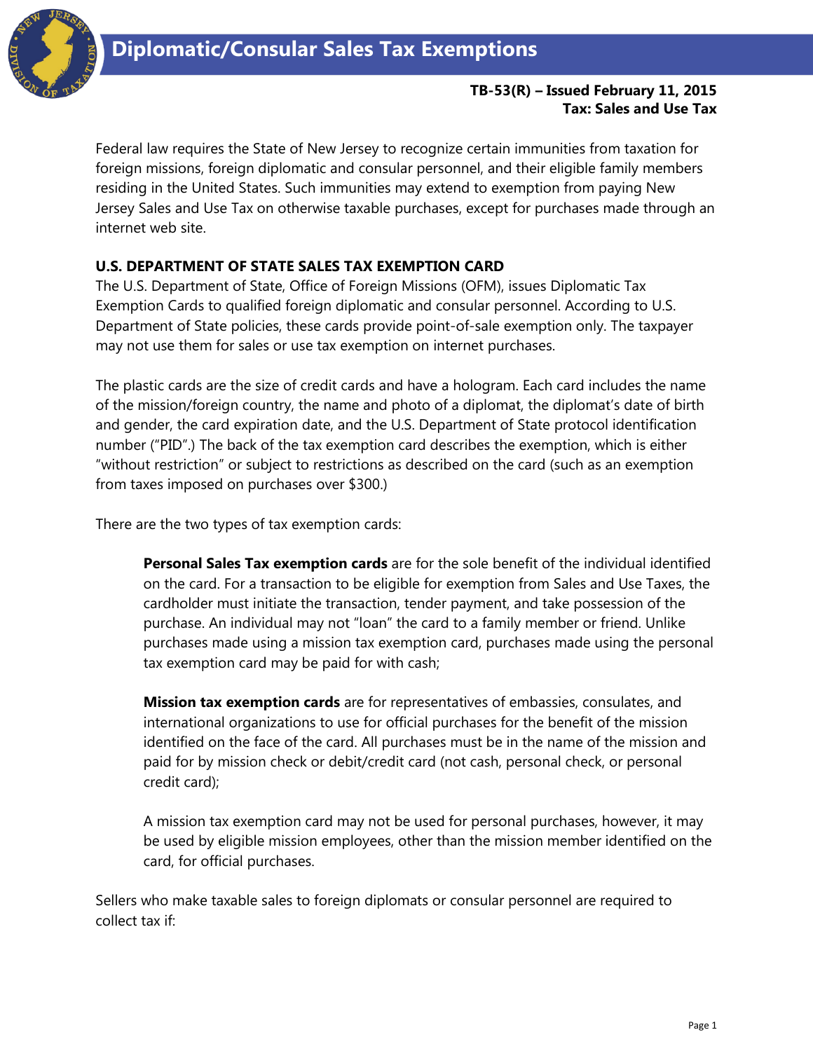# Diplomatic/Consular Sales Tax Exemptions

**TB-53(R) – Issued February 11, 2015**
**Tax: Sales and Use Tax**

Federal law requires the State of New Jersey to recognize certain immunities from taxation for foreign missions, foreign diplomatic and consular personnel, and their eligible family members residing in the United States. Such immunities may extend to exemption from paying New Jersey Sales and Use Tax on otherwise taxable purchases, except for purchases made through an internet web site.

## U.S. DEPARTMENT OF STATE SALES TAX EXEMPTION CARD

The U.S. Department of State, Office of Foreign Missions (OFM), issues Diplomatic Tax Exemption Cards to qualified foreign diplomatic and consular personnel. According to U.S. Department of State policies, these cards provide point-of-sale exemption only. The taxpayer may not use them for sales or use tax exemption on internet purchases.

The plastic cards are the size of credit cards and have a hologram. Each card includes the name of the mission/foreign country, the name and photo of a diplomat, the diplomat's date of birth and gender, the card expiration date, and the U.S. Department of State protocol identification number ("PID".) The back of the tax exemption card describes the exemption, which is either "without restriction" or subject to restrictions as described on the card (such as an exemption from taxes imposed on purchases over $300.)

There are the two types of tax exemption cards:

> **Personal Sales Tax exemption cards** are for the sole benefit of the individual identified on the card. For a transaction to be eligible for exemption from Sales and Use Taxes, the cardholder must initiate the transaction, tender payment, and take possession of the purchase. An individual may not "loan" the card to a family member or friend. Unlike purchases made using a mission tax exemption card, purchases made using the personal tax exemption card may be paid for with cash;
>
> **Mission tax exemption cards** are for representatives of embassies, consulates, and international organizations to use for official purchases for the benefit of the mission identified on the face of the card. All purchases must be in the name of the mission and paid for by mission check or debit/credit card (not cash, personal check, or personal credit card);
>
> A mission tax exemption card may not be used for personal purchases, however, it may be used by eligible mission employees, other than the mission member identified on the card, for official purchases.

Sellers who make taxable sales to foreign diplomats or consular personnel are required to collect tax if: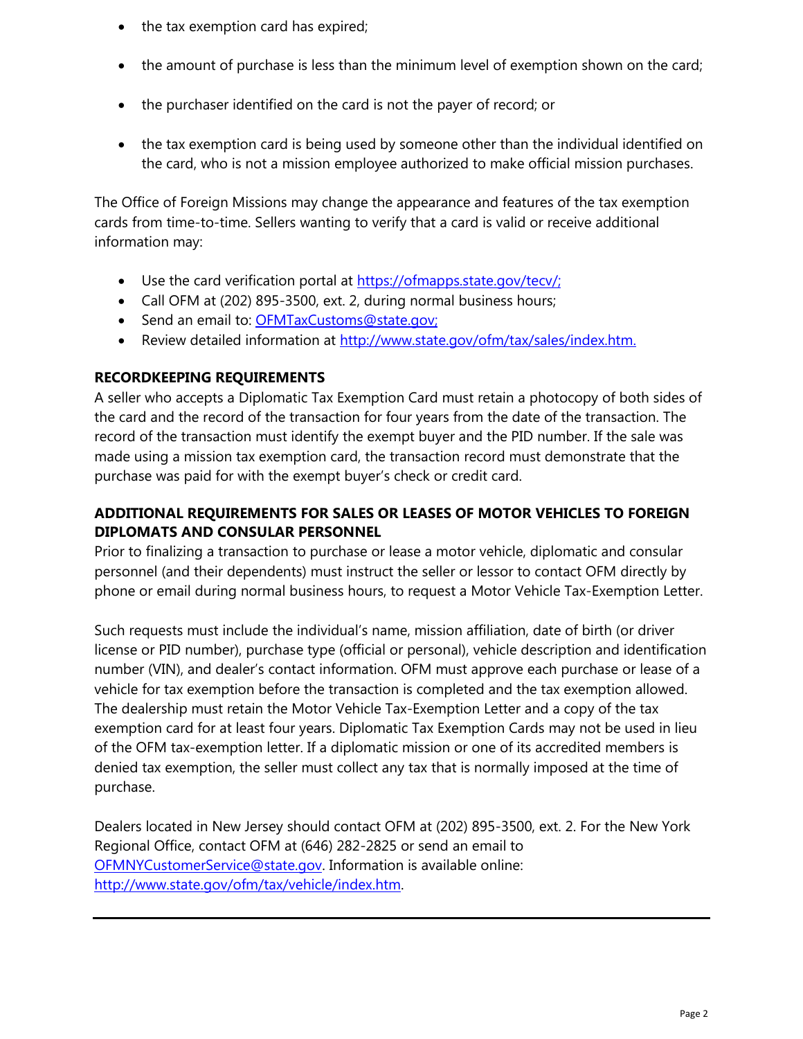- the tax exemption card has expired;
- the amount of purchase is less than the minimum level of exemption shown on the card;
- the purchaser identified on the card is not the payer of record; or
- the tax exemption card is being used by someone other than the individual identified on the card, who is not a mission employee authorized to make official mission purchases.

The Office of Foreign Missions may change the appearance and features of the tax exemption cards from time-to-time. Sellers wanting to verify that a card is valid or receive additional information may:

- Use the card verification portal at https://ofmapps.state.gov/tecv/;
- Call OFM at (202) 895-3500, ext. 2, during normal business hours;
- Send an email to: OFMTaxCustoms@state.gov;
- Review detailed information at http://www.state.gov/ofm/tax/sales/index.htm.

**RECORDKEEPING REQUIREMENTS**

A seller who accepts a Diplomatic Tax Exemption Card must retain a photocopy of both sides of the card and the record of the transaction for four years from the date of the transaction. The record of the transaction must identify the exempt buyer and the PID number. If the sale was made using a mission tax exemption card, the transaction record must demonstrate that the purchase was paid for with the exempt buyer's check or credit card.

**ADDITIONAL REQUIREMENTS FOR SALES OR LEASES OF MOTOR VEHICLES TO FOREIGN DIPLOMATS AND CONSULAR PERSONNEL**

Prior to finalizing a transaction to purchase or lease a motor vehicle, diplomatic and consular personnel (and their dependents) must instruct the seller or lessor to contact OFM directly by phone or email during normal business hours, to request a Motor Vehicle Tax-Exemption Letter.

Such requests must include the individual's name, mission affiliation, date of birth (or driver license or PID number), purchase type (official or personal), vehicle description and identification number (VIN), and dealer's contact information. OFM must approve each purchase or lease of a vehicle for tax exemption before the transaction is completed and the tax exemption allowed. The dealership must retain the Motor Vehicle Tax-Exemption Letter and a copy of the tax exemption card for at least four years. Diplomatic Tax Exemption Cards may not be used in lieu of the OFM tax-exemption letter. If a diplomatic mission or one of its accredited members is denied tax exemption, the seller must collect any tax that is normally imposed at the time of purchase.

Dealers located in New Jersey should contact OFM at (202) 895-3500, ext. 2. For the New York Regional Office, contact OFM at (646) 282-2825 or send an email to OFMNYCustomerService@state.gov. Information is available online: http://www.state.gov/ofm/tax/vehicle/index.htm.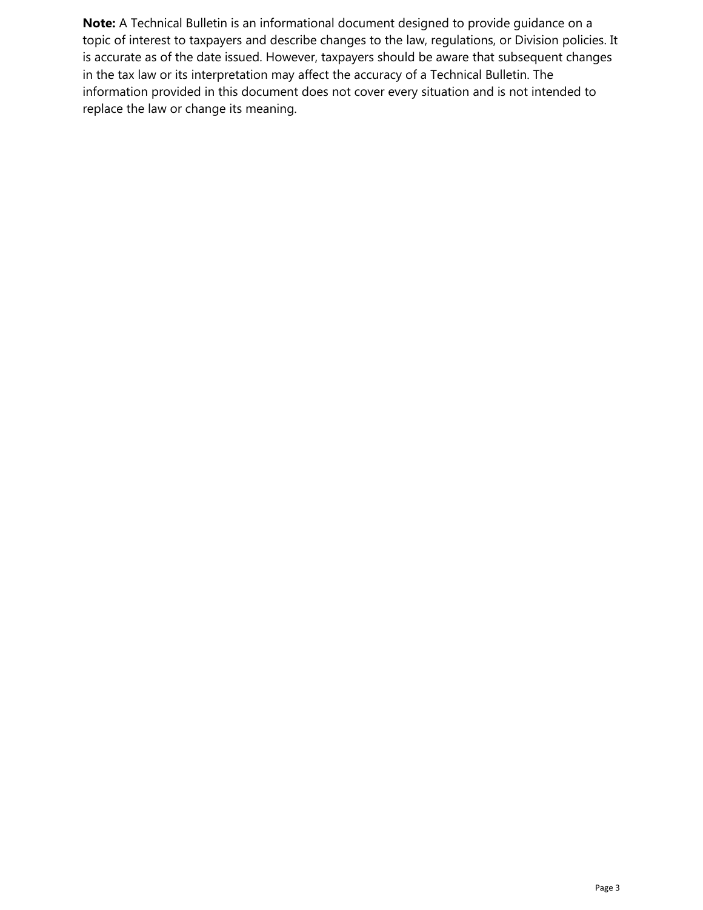**Note:** A Technical Bulletin is an informational document designed to provide guidance on a topic of interest to taxpayers and describe changes to the law, regulations, or Division policies. It is accurate as of the date issued. However, taxpayers should be aware that subsequent changes in the tax law or its interpretation may affect the accuracy of a Technical Bulletin. The information provided in this document does not cover every situation and is not intended to replace the law or change its meaning.